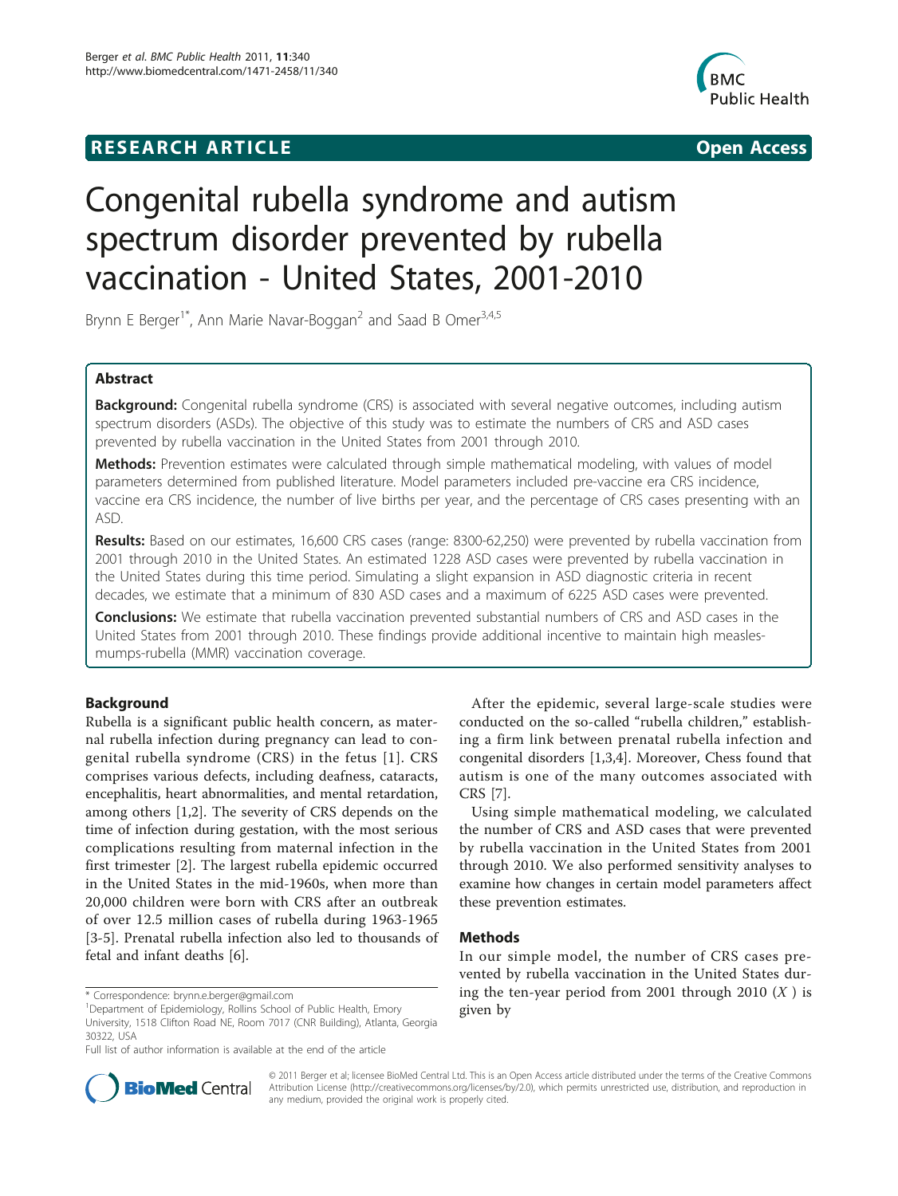# RESEARCH ARTICLE

Open Access

# Congenital rubella syndrome and autism spectrum disorder prevented by rubella vaccination - United States, 2001-2010

Brynn E Berger[1*], Ann Marie Navar-Boggan[2] and Saad B Omer[3,4,5]

## Abstract

**Background:** Congenital rubella syndrome (CRS) is associated with several negative outcomes, including autism spectrum disorders (ASDs). The objective of this study was to estimate the numbers of CRS and ASD cases prevented by rubella vaccination in the United States from 2001 through 2010.

**Methods:** Prevention estimates were calculated through simple mathematical modeling, with values of model parameters determined from published literature. Model parameters included pre-vaccine era CRS incidence, vaccine era CRS incidence, the number of live births per year, and the percentage of CRS cases presenting with an ASD.

**Results:** Based on our estimates, 16,600 CRS cases (range: 8300-62,250) were prevented by rubella vaccination from 2001 through 2010 in the United States. An estimated 1228 ASD cases were prevented by rubella vaccination in the United States during this time period. Simulating a slight expansion in ASD diagnostic criteria in recent decades, we estimate that a minimum of 830 ASD cases and a maximum of 6225 ASD cases were prevented.

**Conclusions:** We estimate that rubella vaccination prevented substantial numbers of CRS and ASD cases in the United States from 2001 through 2010. These findings provide additional incentive to maintain high measles-mumps-rubella (MMR) vaccination coverage.

## Background

Rubella is a significant public health concern, as maternal rubella infection during pregnancy can lead to congenital rubella syndrome (CRS) in the fetus [1]. CRS comprises various defects, including deafness, cataracts, encephalitis, heart abnormalities, and mental retardation, among others [1,2]. The severity of CRS depends on the time of infection during gestation, with the most serious complications resulting from maternal infection in the first trimester [2]. The largest rubella epidemic occurred in the United States in the mid-1960s, when more than 20,000 children were born with CRS after an outbreak of over 12.5 million cases of rubella during 1963-1965 [3-5]. Prenatal rubella infection also led to thousands of fetal and infant deaths [6].

After the epidemic, several large-scale studies were conducted on the so-called "rubella children," establishing a firm link between prenatal rubella infection and congenital disorders [1,3,4]. Moreover, Chess found that autism is one of the many outcomes associated with CRS [7].

Using simple mathematical modeling, we calculated the number of CRS and ASD cases that were prevented by rubella vaccination in the United States from 2001 through 2010. We also performed sensitivity analyses to examine how changes in certain model parameters affect these prevention estimates.

## Methods

In our simple model, the number of CRS cases prevented by rubella vaccination in the United States during the ten-year period from 2001 through 2010 ($X$) is given by

\* Correspondence: brynn.e.berger@gmail.com

[1]Department of Epidemiology, Rollins School of Public Health, Emory University, 1518 Clifton Road NE, Room 7017 (CNR Building), Atlanta, Georgia 30322, USA

Full list of author information is available at the end of the article

© 2011 Berger et al; licensee BioMed Central Ltd. This is an Open Access article distributed under the terms of the Creative Commons Attribution License (http://creativecommons.org/licenses/by/2.0), which permits unrestricted use, distribution, and reproduction in any medium, provided the original work is properly cited.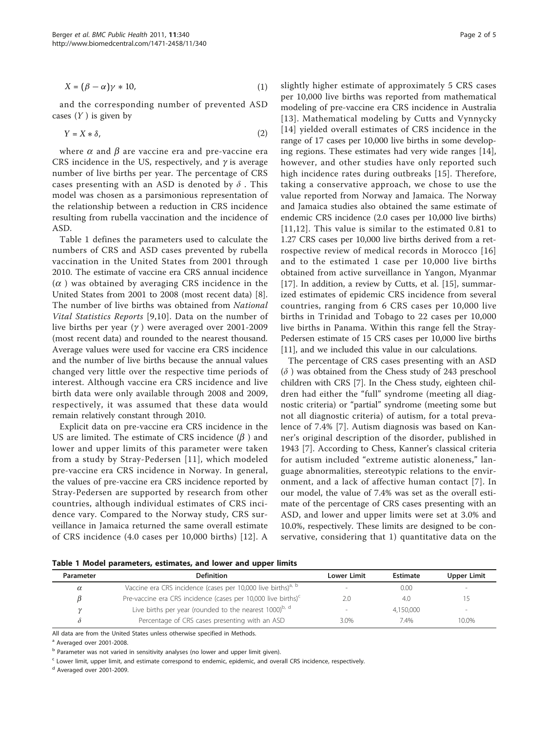$$X = (\beta - \alpha)\gamma * 10, \tag{1}$$

and the corresponding number of prevented ASD cases ($Y$) is given by

$$Y = X * \delta, \tag{2}$$

where $\alpha$ and $\beta$ are vaccine era and pre-vaccine era CRS incidence in the US, respectively, and $\gamma$ is average number of live births per year. The percentage of CRS cases presenting with an ASD is denoted by $\delta$. This model was chosen as a parsimonious representation of the relationship between a reduction in CRS incidence resulting from rubella vaccination and the incidence of ASD.

Table 1 defines the parameters used to calculate the numbers of CRS and ASD cases prevented by rubella vaccination in the United States from 2001 through 2010. The estimate of vaccine era CRS annual incidence ($\alpha$) was obtained by averaging CRS incidence in the United States from 2001 to 2008 (most recent data) [8]. The number of live births was obtained from *National Vital Statistics Reports* [9,10]. Data on the number of live births per year ($\gamma$) were averaged over 2001-2009 (most recent data) and rounded to the nearest thousand. Average values were used for vaccine era CRS incidence and the number of live births because the annual values changed very little over the respective time periods of interest. Although vaccine era CRS incidence and live birth data were only available through 2008 and 2009, respectively, it was assumed that these data would remain relatively constant through 2010.

Explicit data on pre-vaccine era CRS incidence in the US are limited. The estimate of CRS incidence ($\beta$) and lower and upper limits of this parameter were taken from a study by Stray-Pedersen [11], which modeled pre-vaccine era CRS incidence in Norway. In general, the values of pre-vaccine era CRS incidence reported by Stray-Pedersen are supported by research from other countries, although individual estimates of CRS incidence vary. Compared to the Norway study, CRS surveillance in Jamaica returned the same overall estimate of CRS incidence (4.0 cases per 10,000 births) [12]. A slightly higher estimate of approximately 5 CRS cases per 10,000 live births was reported from mathematical modeling of pre-vaccine era CRS incidence in Australia [13]. Mathematical modeling by Cutts and Vynnycky [14] yielded overall estimates of CRS incidence in the range of 17 cases per 10,000 live births in some developing regions. These estimates had very wide ranges [14], however, and other studies have only reported such high incidence rates during outbreaks [15]. Therefore, taking a conservative approach, we chose to use the value reported from Norway and Jamaica. The Norway and Jamaica studies also obtained the same estimate of endemic CRS incidence (2.0 cases per 10,000 live births) [11,12]. This value is similar to the estimated 0.81 to 1.27 CRS cases per 10,000 live births derived from a retrospective review of medical records in Morocco [16] and to the estimated 1 case per 10,000 live births obtained from active surveillance in Yangon, Myanmar [17]. In addition, a review by Cutts, et al. [15], summarized estimates of epidemic CRS incidence from several countries, ranging from 6 CRS cases per 10,000 live births in Trinidad and Tobago to 22 cases per 10,000 live births in Panama. Within this range fell the Stray-Pedersen estimate of 15 CRS cases per 10,000 live births [11], and we included this value in our calculations.

The percentage of CRS cases presenting with an ASD ($\delta$) was obtained from the Chess study of 243 preschool children with CRS [7]. In the Chess study, eighteen children had either the "full" syndrome (meeting all diagnostic criteria) or "partial" syndrome (meeting some but not all diagnostic criteria) of autism, for a total prevalence of 7.4% [7]. Autism diagnosis was based on Kanner's original description of the disorder, published in 1943 [7]. According to Chess, Kanner's classical criteria for autism included "extreme autistic aloneness," language abnormalities, stereotypic relations to the environment, and a lack of affective human contact [7]. In our model, the value of 7.4% was set as the overall estimate of the percentage of CRS cases presenting with an ASD, and lower and upper limits were set at 3.0% and 10.0%, respectively. These limits are designed to be conservative, considering that 1) quantitative data on the

**Table 1 Model parameters, estimates, and lower and upper limits**

| Parameter | Definition | Lower Limit | Estimate | Upper Limit |
|---|---|---|---|---|
| $\alpha$ | Vaccine era CRS incidence (cases per 10,000 live births)[a, b] | - | 0.00 | - |
| $\beta$ | Pre-vaccine era CRS incidence (cases per 10,000 live births)[c] | 2.0 | 4.0 | 15 |
| $\gamma$ | Live births per year (rounded to the nearest 1000)[b, d] | - | 4,150,000 | - |
| $\delta$ | Percentage of CRS cases presenting with an ASD | 3.0% | 7.4% | 10.0% |

All data are from the United States unless otherwise specified in Methods.

[a] Averaged over 2001-2008.

[b] Parameter was not varied in sensitivity analyses (no lower and upper limit given).

[c] Lower limit, upper limit, and estimate correspond to endemic, epidemic, and overall CRS incidence, respectively.

[d] Averaged over 2001-2009.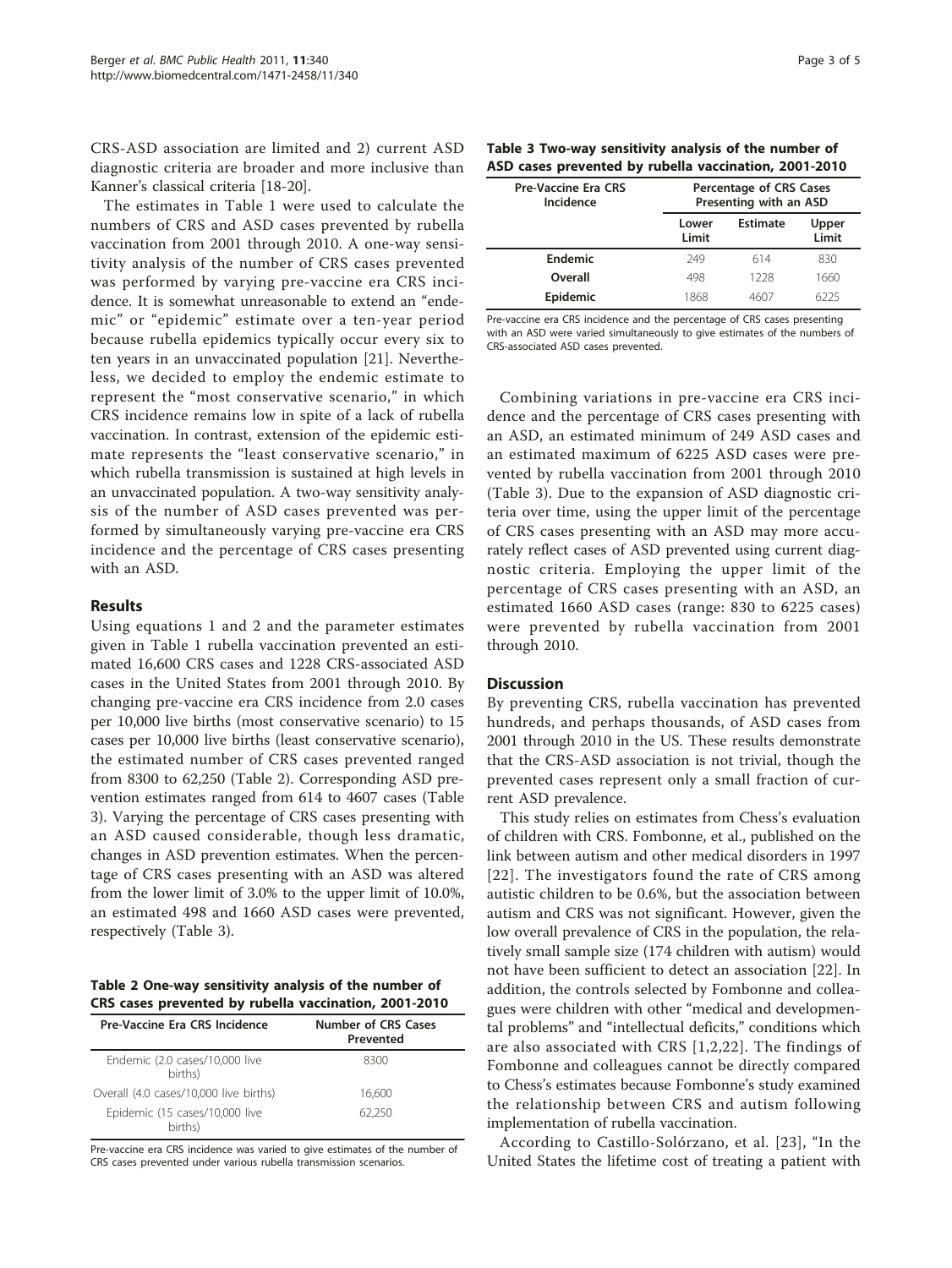CRS-ASD association are limited and 2) current ASD diagnostic criteria are broader and more inclusive than Kanner's classical criteria [18-20].

The estimates in Table 1 were used to calculate the numbers of CRS and ASD cases prevented by rubella vaccination from 2001 through 2010. A one-way sensitivity analysis of the number of CRS cases prevented was performed by varying pre-vaccine era CRS incidence. It is somewhat unreasonable to extend an "endemic" or "epidemic" estimate over a ten-year period because rubella epidemics typically occur every six to ten years in an unvaccinated population [21]. Nevertheless, we decided to employ the endemic estimate to represent the "most conservative scenario," in which CRS incidence remains low in spite of a lack of rubella vaccination. In contrast, extension of the epidemic estimate represents the "least conservative scenario," in which rubella transmission is sustained at high levels in an unvaccinated population. A two-way sensitivity analysis of the number of ASD cases prevented was performed by simultaneously varying pre-vaccine era CRS incidence and the percentage of CRS cases presenting with an ASD.

## Results

Using equations 1 and 2 and the parameter estimates given in Table 1 rubella vaccination prevented an estimated 16,600 CRS cases and 1228 CRS-associated ASD cases in the United States from 2001 through 2010. By changing pre-vaccine era CRS incidence from 2.0 cases per 10,000 live births (most conservative scenario) to 15 cases per 10,000 live births (least conservative scenario), the estimated number of CRS cases prevented ranged from 8300 to 62,250 (Table 2). Corresponding ASD prevention estimates ranged from 614 to 4607 cases (Table 3). Varying the percentage of CRS cases presenting with an ASD caused considerable, though less dramatic, changes in ASD prevention estimates. When the percentage of CRS cases presenting with an ASD was altered from the lower limit of 3.0% to the upper limit of 10.0%, an estimated 498 and 1660 ASD cases were prevented, respectively (Table 3).

**Table 2 One-way sensitivity analysis of the number of CRS cases prevented by rubella vaccination, 2001-2010**

| Pre-Vaccine Era CRS Incidence | Number of CRS Cases Prevented |
|---|---|
| Endemic (2.0 cases/10,000 live births) | 8300 |
| Overall (4.0 cases/10,000 live births) | 16,600 |
| Epidemic (15 cases/10,000 live births) | 62,250 |

Pre-vaccine era CRS incidence was varied to give estimates of the number of CRS cases prevented under various rubella transmission scenarios.

**Table 3 Two-way sensitivity analysis of the number of ASD cases prevented by rubella vaccination, 2001-2010**

| Pre-Vaccine Era CRS Incidence | Percentage of CRS Cases Presenting with an ASD | | |
|---|---|---|---|
| | Lower Limit | Estimate | Upper Limit |
| **Endemic** | 249 | 614 | 830 |
| **Overall** | 498 | 1228 | 1660 |
| **Epidemic** | 1868 | 4607 | 6225 |

Pre-vaccine era CRS incidence and the percentage of CRS cases presenting with an ASD were varied simultaneously to give estimates of the numbers of CRS-associated ASD cases prevented.

Combining variations in pre-vaccine era CRS incidence and the percentage of CRS cases presenting with an ASD, an estimated minimum of 249 ASD cases and an estimated maximum of 6225 ASD cases were prevented by rubella vaccination from 2001 through 2010 (Table 3). Due to the expansion of ASD diagnostic criteria over time, using the upper limit of the percentage of CRS cases presenting with an ASD may more accurately reflect cases of ASD prevented using current diagnostic criteria. Employing the upper limit of the percentage of CRS cases presenting with an ASD, an estimated 1660 ASD cases (range: 830 to 6225 cases) were prevented by rubella vaccination from 2001 through 2010.

## Discussion

By preventing CRS, rubella vaccination has prevented hundreds, and perhaps thousands, of ASD cases from 2001 through 2010 in the US. These results demonstrate that the CRS-ASD association is not trivial, though the prevented cases represent only a small fraction of current ASD prevalence.

This study relies on estimates from Chess's evaluation of children with CRS. Fombonne, et al., published on the link between autism and other medical disorders in 1997 [22]. The investigators found the rate of CRS among autistic children to be 0.6%, but the association between autism and CRS was not significant. However, given the low overall prevalence of CRS in the population, the relatively small sample size (174 children with autism) would not have been sufficient to detect an association [22]. In addition, the controls selected by Fombonne and colleagues were children with other "medical and developmental problems" and "intellectual deficits," conditions which are also associated with CRS [1,2,22]. The findings of Fombonne and colleagues cannot be directly compared to Chess's estimates because Fombonne's study examined the relationship between CRS and autism following implementation of rubella vaccination.

According to Castillo-Solórzano, et al. [23], "In the United States the lifetime cost of treating a patient with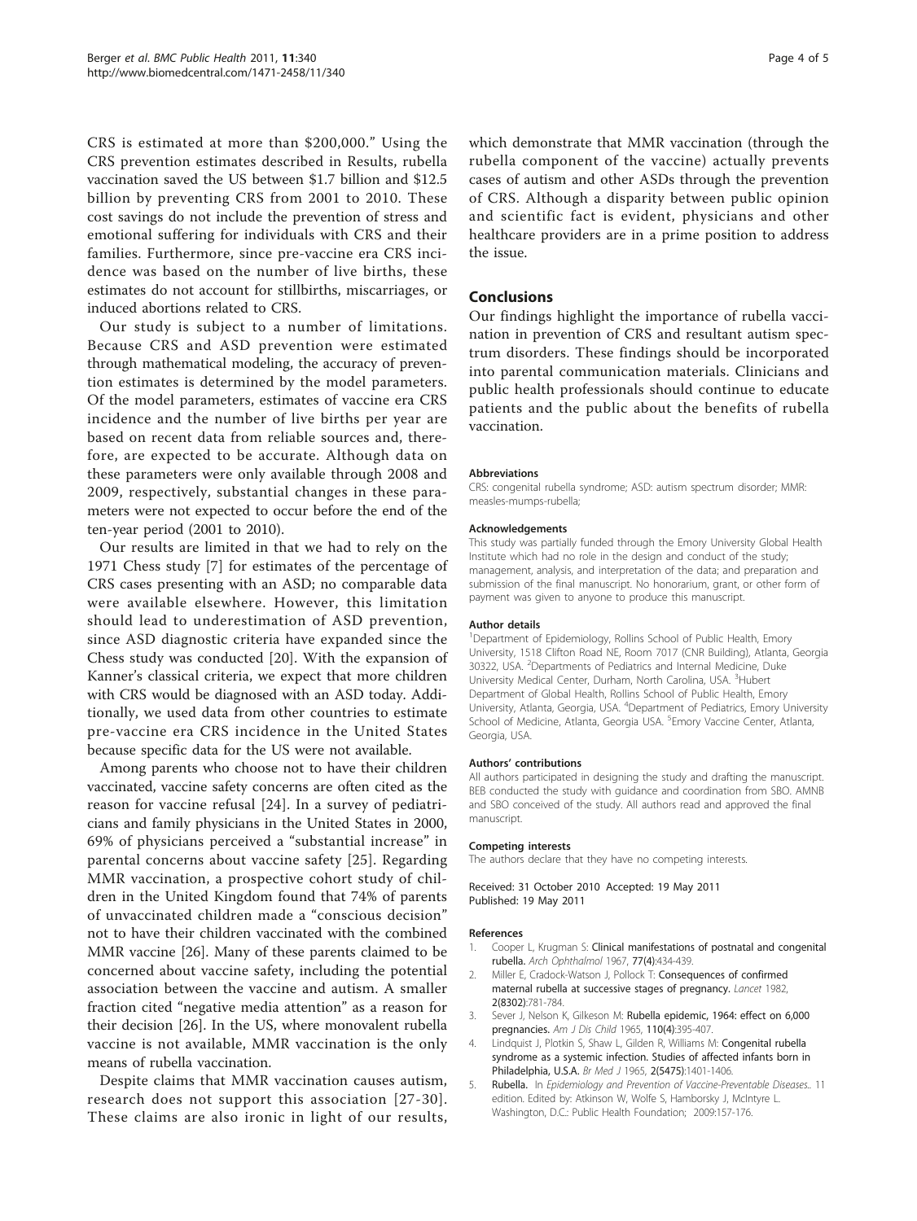CRS is estimated at more than $200,000." Using the CRS prevention estimates described in Results, rubella vaccination saved the US between $1.7 billion and $12.5 billion by preventing CRS from 2001 to 2010. These cost savings do not include the prevention of stress and emotional suffering for individuals with CRS and their families. Furthermore, since pre-vaccine era CRS incidence was based on the number of live births, these estimates do not account for stillbirths, miscarriages, or induced abortions related to CRS.

Our study is subject to a number of limitations. Because CRS and ASD prevention were estimated through mathematical modeling, the accuracy of prevention estimates is determined by the model parameters. Of the model parameters, estimates of vaccine era CRS incidence and the number of live births per year are based on recent data from reliable sources and, therefore, are expected to be accurate. Although data on these parameters were only available through 2008 and 2009, respectively, substantial changes in these parameters were not expected to occur before the end of the ten-year period (2001 to 2010).

Our results are limited in that we had to rely on the 1971 Chess study [7] for estimates of the percentage of CRS cases presenting with an ASD; no comparable data were available elsewhere. However, this limitation should lead to underestimation of ASD prevention, since ASD diagnostic criteria have expanded since the Chess study was conducted [20]. With the expansion of Kanner's classical criteria, we expect that more children with CRS would be diagnosed with an ASD today. Additionally, we used data from other countries to estimate pre-vaccine era CRS incidence in the United States because specific data for the US were not available.

Among parents who choose not to have their children vaccinated, vaccine safety concerns are often cited as the reason for vaccine refusal [24]. In a survey of pediatricians and family physicians in the United States in 2000, 69% of physicians perceived a "substantial increase" in parental concerns about vaccine safety [25]. Regarding MMR vaccination, a prospective cohort study of children in the United Kingdom found that 74% of parents of unvaccinated children made a "conscious decision" not to have their children vaccinated with the combined MMR vaccine [26]. Many of these parents claimed to be concerned about vaccine safety, including the potential association between the vaccine and autism. A smaller fraction cited "negative media attention" as a reason for their decision [26]. In the US, where monovalent rubella vaccine is not available, MMR vaccination is the only means of rubella vaccination.

Despite claims that MMR vaccination causes autism, research does not support this association [27-30]. These claims are also ironic in light of our results, which demonstrate that MMR vaccination (through the rubella component of the vaccine) actually prevents cases of autism and other ASDs through the prevention of CRS. Although a disparity between public opinion and scientific fact is evident, physicians and other healthcare providers are in a prime position to address the issue.

## Conclusions

Our findings highlight the importance of rubella vaccination in prevention of CRS and resultant autism spectrum disorders. These findings should be incorporated into parental communication materials. Clinicians and public health professionals should continue to educate patients and the public about the benefits of rubella vaccination.

#### Abbreviations

CRS: congenital rubella syndrome; ASD: autism spectrum disorder; MMR: measles-mumps-rubella;

#### Acknowledgements

This study was partially funded through the Emory University Global Health Institute which had no role in the design and conduct of the study; management, analysis, and interpretation of the data; and preparation and submission of the final manuscript. No honorarium, grant, or other form of payment was given to anyone to produce this manuscript.

#### Author details

[1]Department of Epidemiology, Rollins School of Public Health, Emory University, 1518 Clifton Road NE, Room 7017 (CNR Building), Atlanta, Georgia 30322, USA. [2]Departments of Pediatrics and Internal Medicine, Duke University Medical Center, Durham, North Carolina, USA. [3]Hubert Department of Global Health, Rollins School of Public Health, Emory University, Atlanta, Georgia, USA. [4]Department of Pediatrics, Emory University School of Medicine, Atlanta, Georgia USA. [5]Emory Vaccine Center, Atlanta, Georgia, USA.

#### Authors' contributions

All authors participated in designing the study and drafting the manuscript. BEB conducted the study with guidance and coordination from SBO. AMNB and SBO conceived of the study. All authors read and approved the final manuscript.

#### Competing interests

The authors declare that they have no competing interests.

Received: 31 October 2010 Accepted: 19 May 2011
Published: 19 May 2011

#### References

1. Cooper L, Krugman S: **Clinical manifestations of postnatal and congenital rubella.** *Arch Ophthalmol* 1967, **77(4)**:434-439.
2. Miller E, Cradock-Watson J, Pollock T: **Consequences of confirmed maternal rubella at successive stages of pregnancy.** *Lancet* 1982, **2(8302)**:781-784.
3. Sever J, Nelson K, Gilkeson M: **Rubella epidemic, 1964: effect on 6,000 pregnancies.** *Am J Dis Child* 1965, **110(4)**:395-407.
4. Lindquist J, Plotkin S, Shaw L, Gilden R, Williams M: **Congenital rubella syndrome as a systemic infection. Studies of affected infants born in Philadelphia, U.S.A.** *Br Med J* 1965, **2(5475)**:1401-1406.
5. **Rubella.** In *Epidemiology and Prevention of Vaccine-Preventable Diseases.*. 11 edition. Edited by: Atkinson W, Wolfe S, Hamborsky J, McIntyre L. Washington, D.C.: Public Health Foundation; 2009:157-176.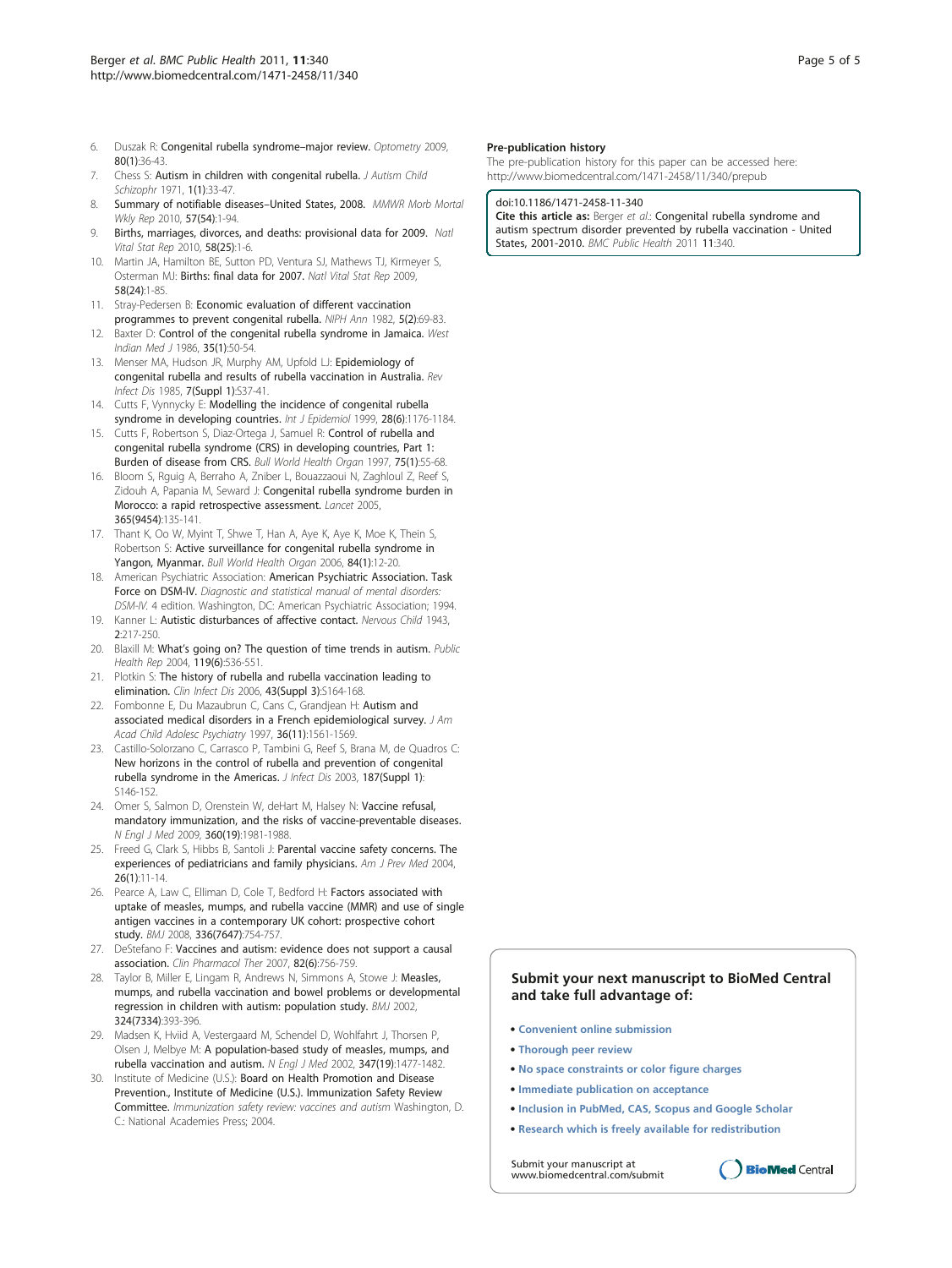6. Duszak R: **Congenital rubella syndrome–major review.** *Optometry* 2009, **80(1)**:36-43.
7. Chess S: **Autism in children with congenital rubella.** *J Autism Child Schizophr* 1971, **1(1)**:33-47.
8. **Summary of notifiable diseases–United States, 2008.** *MMWR Morb Mortal Wkly Rep* 2010, **57(54)**:1-94.
9. **Births, marriages, divorces, and deaths: provisional data for 2009.** *Natl Vital Stat Rep* 2010, **58(25)**:1-6.
10. Martin JA, Hamilton BE, Sutton PD, Ventura SJ, Mathews TJ, Kirmeyer S, Osterman MJ: **Births: final data for 2007.** *Natl Vital Stat Rep* 2009, **58(24)**:1-85.
11. Stray-Pedersen B: **Economic evaluation of different vaccination programmes to prevent congenital rubella.** *NIPH Ann* 1982, **5(2)**:69-83.
12. Baxter D: **Control of the congenital rubella syndrome in Jamaica.** *West Indian Med J* 1986, **35(1)**:50-54.
13. Menser MA, Hudson JR, Murphy AM, Upfold LJ: **Epidemiology of congenital rubella and results of rubella vaccination in Australia.** *Rev Infect Dis* 1985, **7(Suppl 1)**:S37-41.
14. Cutts F, Vynnycky E: **Modelling the incidence of congenital rubella syndrome in developing countries.** *Int J Epidemiol* 1999, **28(6)**:1176-1184.
15. Cutts F, Robertson S, Diaz-Ortega J, Samuel R: **Control of rubella and congenital rubella syndrome (CRS) in developing countries, Part 1: Burden of disease from CRS.** *Bull World Health Organ* 1997, **75(1)**:55-68.
16. Bloom S, Rguig A, Berraho A, Zniber L, Bouazzaoui N, Zaghloul Z, Reef S, Zidouh A, Papania M, Seward J: **Congenital rubella syndrome burden in Morocco: a rapid retrospective assessment.** *Lancet* 2005, **365(9454)**:135-141.
17. Thant K, Oo W, Myint T, Shwe T, Han A, Aye K, Aye K, Moe K, Thein S, Robertson S: **Active surveillance for congenital rubella syndrome in Yangon, Myanmar.** *Bull World Health Organ* 2006, **84(1)**:12-20.
18. American Psychiatric Association: **American Psychiatric Association. Task Force on DSM-IV.** *Diagnostic and statistical manual of mental disorders: DSM-IV.* 4 edition. Washington, DC: American Psychiatric Association; 1994.
19. Kanner L: **Autistic disturbances of affective contact.** *Nervous Child* 1943, **2**:217-250.
20. Blaxill M: **What's going on? The question of time trends in autism.** *Public Health Rep* 2004, **119(6)**:536-551.
21. Plotkin S: **The history of rubella and rubella vaccination leading to elimination.** *Clin Infect Dis* 2006, **43(Suppl 3)**:S164-168.
22. Fombonne E, Du Mazaubrun C, Cans C, Grandjean H: **Autism and associated medical disorders in a French epidemiological survey.** *J Am Acad Child Adolesc Psychiatry* 1997, **36(11)**:1561-1569.
23. Castillo-Solorzano C, Carrasco P, Tambini G, Reef S, Brana M, de Quadros C: **New horizons in the control of rubella and prevention of congenital rubella syndrome in the Americas.** *J Infect Dis* 2003, **187(Suppl 1)**: S146-152.
24. Omer S, Salmon D, Orenstein W, deHart M, Halsey N: **Vaccine refusal, mandatory immunization, and the risks of vaccine-preventable diseases.** *N Engl J Med* 2009, **360(19)**:1981-1988.
25. Freed G, Clark S, Hibbs B, Santoli J: **Parental vaccine safety concerns. The experiences of pediatricians and family physicians.** *Am J Prev Med* 2004, **26(1)**:11-14.
26. Pearce A, Law C, Elliman D, Cole T, Bedford H: **Factors associated with uptake of measles, mumps, and rubella vaccine (MMR) and use of single antigen vaccines in a contemporary UK cohort: prospective cohort study.** *BMJ* 2008, **336(7647)**:754-757.
27. DeStefano F: **Vaccines and autism: evidence does not support a causal association.** *Clin Pharmacol Ther* 2007, **82(6)**:756-759.
28. Taylor B, Miller E, Lingam R, Andrews N, Simmons A, Stowe J: **Measles, mumps, and rubella vaccination and bowel problems or developmental regression in children with autism: population study.** *BMJ* 2002, **324(7334)**:393-396.
29. Madsen K, Hviid A, Vestergaard M, Schendel D, Wohlfahrt J, Thorsen P, Olsen J, Melbye M: **A population-based study of measles, mumps, and rubella vaccination and autism.** *N Engl J Med* 2002, **347(19)**:1477-1482.
30. Institute of Medicine (U.S.): **Board on Health Promotion and Disease Prevention., Institute of Medicine (U.S.). Immunization Safety Review Committee.** *Immunization safety review: vaccines and autism* Washington, D. C.: National Academies Press; 2004.

## Pre-publication history

The pre-publication history for this paper can be accessed here: http://www.biomedcentral.com/1471-2458/11/340/prepub

doi:10.1186/1471-2458-11-340

**Cite this article as:** Berger *et al.*: Congenital rubella syndrome and autism spectrum disorder prevented by rubella vaccination - United States, 2001-2010. *BMC Public Health* 2011 **11**:340.

**Submit your next manuscript to BioMed Central and take full advantage of:**

- Convenient online submission
- Thorough peer review
- No space constraints or color figure charges
- Immediate publication on acceptance
- Inclusion in PubMed, CAS, Scopus and Google Scholar
- Research which is freely available for redistribution

Submit your manuscript at www.biomedcentral.com/submit

BioMed Central